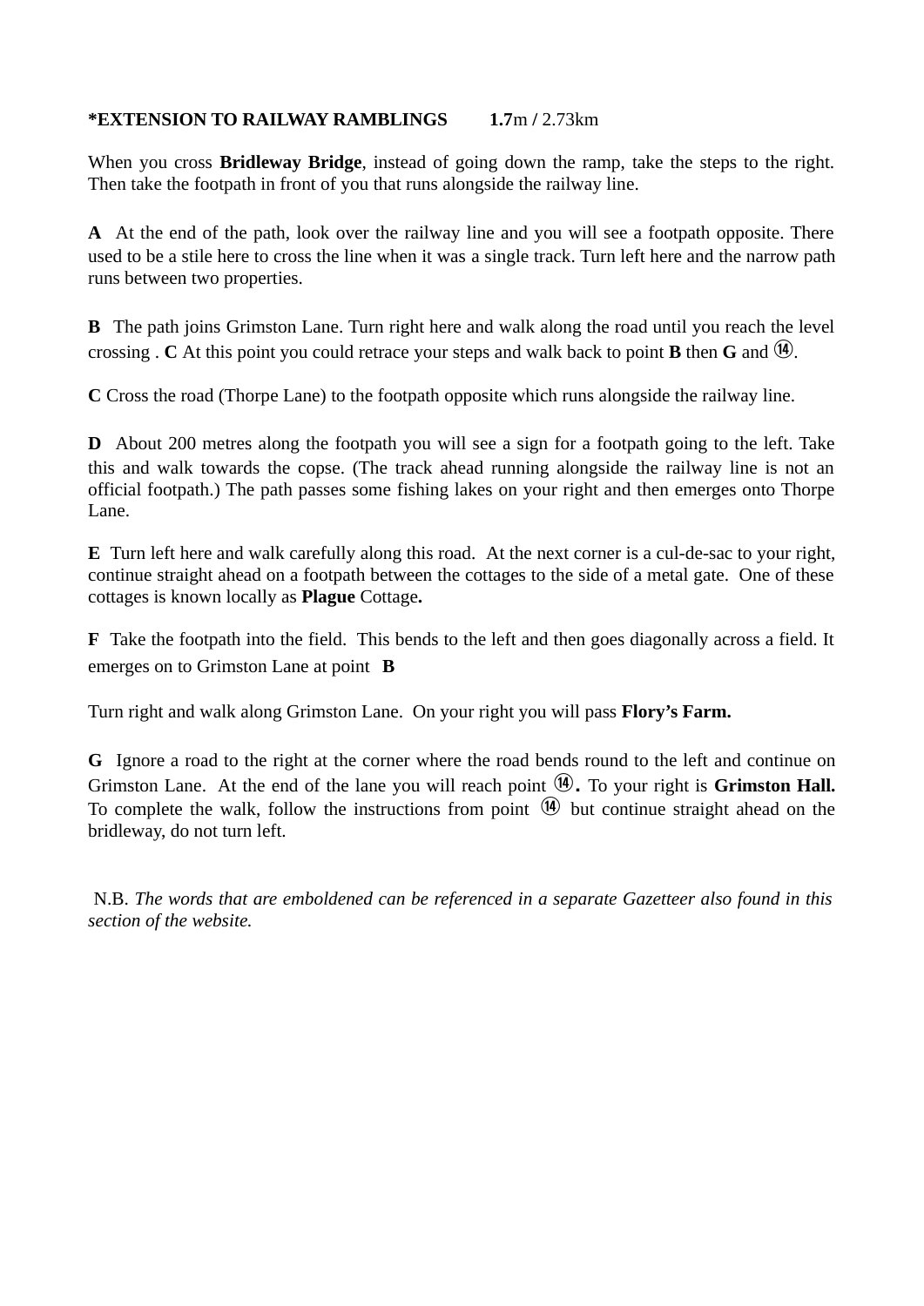**\*EXTENSION TO RAILWAY RAMBLINGS** **1.7**m **/** 2.73km

When you cross **Bridleway Bridge**, instead of going down the ramp, take the steps to the right. Then take the footpath in front of you that runs alongside the railway line.

**A** At the end of the path, look over the railway line and you will see a footpath opposite. There used to be a stile here to cross the line when it was a single track. Turn left here and the narrow path runs between two properties.

**B** The path joins Grimston Lane. Turn right here and walk along the road until you reach the level crossing . **C** At this point you could retrace your steps and walk back to point **B** then **G** and ⑭.

**C** Cross the road (Thorpe Lane) to the footpath opposite which runs alongside the railway line.

**D** About 200 metres along the footpath you will see a sign for a footpath going to the left. Take this and walk towards the copse. (The track ahead running alongside the railway line is not an official footpath.) The path passes some fishing lakes on your right and then emerges onto Thorpe Lane.

**E** Turn left here and walk carefully along this road. At the next corner is a cul-de-sac to your right, continue straight ahead on a footpath between the cottages to the side of a metal gate. One of these cottages is known locally as **Plague** Cottage**.**

**F** Take the footpath into the field. This bends to the left and then goes diagonally across a field. It emerges on to Grimston Lane at point **B**

Turn right and walk along Grimston Lane. On your right you will pass **Flory's Farm.**

**G** Ignore a road to the right at the corner where the road bends round to the left and continue on Grimston Lane. At the end of the lane you will reach point ⑭**.** To your right is **Grimston Hall.** To complete the walk, follow the instructions from point ⑭ but continue straight ahead on the bridleway, do not turn left.

N.B. *The words that are emboldened can be referenced in a separate Gazetteer also found in this section of the website.*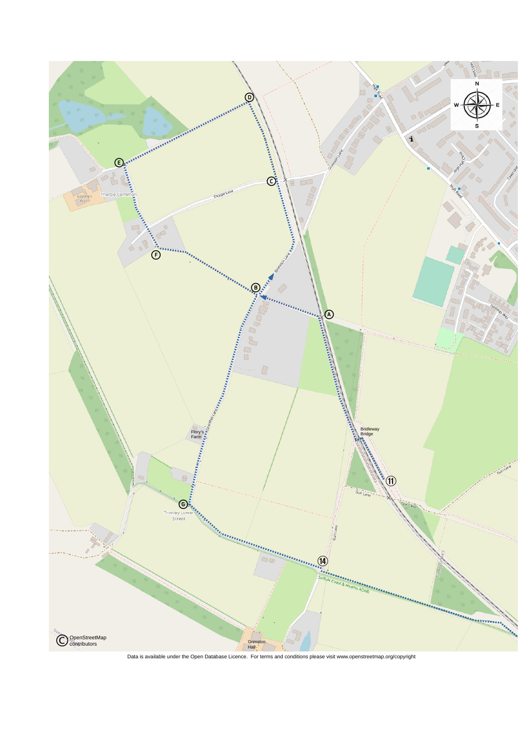N
W
E
S

D
E
C
F
B
A
G
11
14

Thorpe Common
Gosling's Farm
Thorpe Lane
Grimston Lane
High Road
Bridleway Bridge
Flory's Farm
Trimley Lower Street
Gun Lane
Suffolk Coast & Heaths AONB
Grimston Hall

© OpenStreetMap contributors

Data is available under the Open Database Licence. For terms and conditions please visit www.openstreetmap.org/copyright